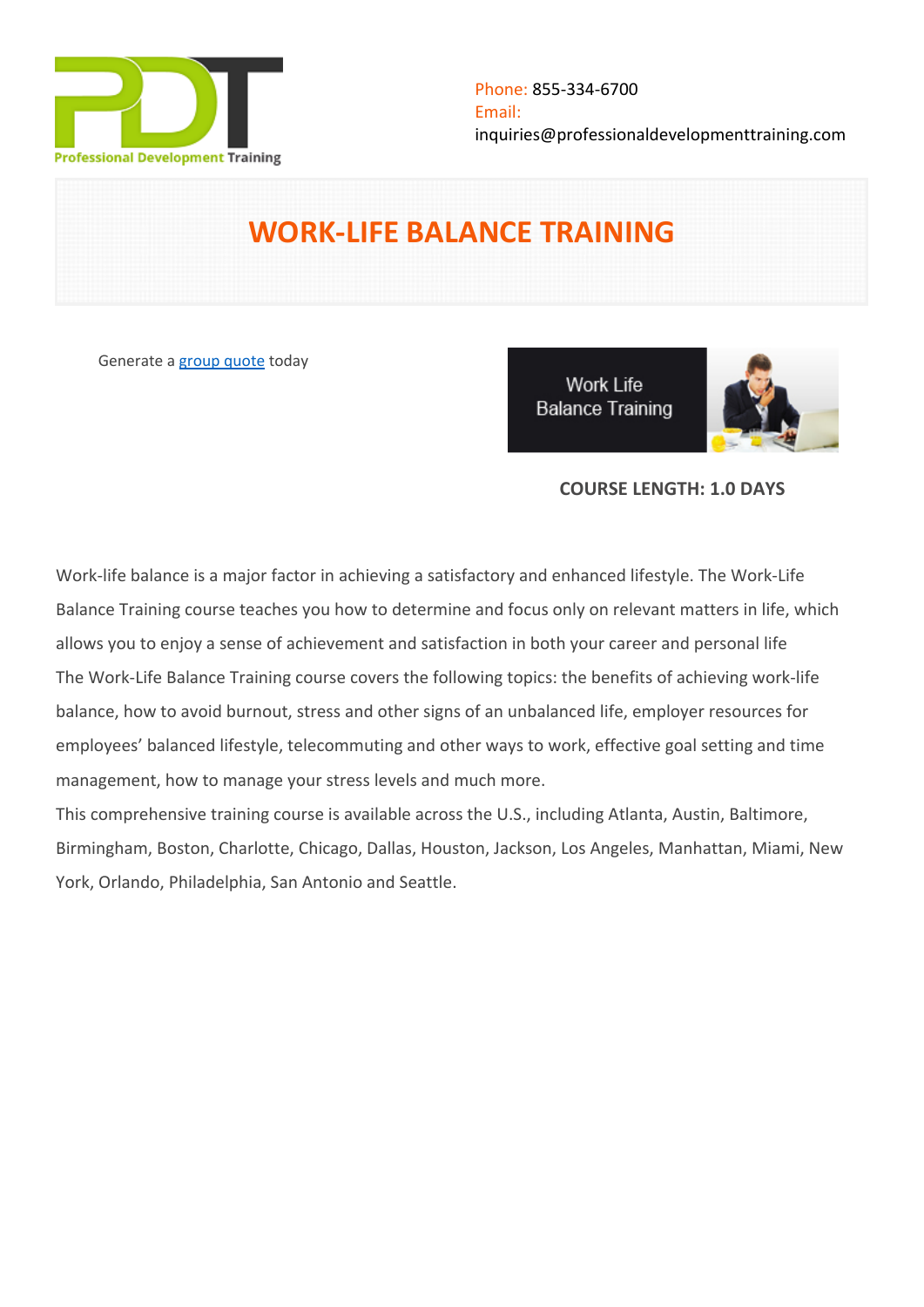Phone: 855-334-6700
Email:
inquiries@professionaldevelopmenttraining.com

# WORK-LIFE BALANCE TRAINING

Generate a group quote today

**COURSE LENGTH: 1.0 DAYS**

Work-life balance is a major factor in achieving a satisfactory and enhanced lifestyle. The Work-Life Balance Training course teaches you how to determine and focus only on relevant matters in life, which allows you to enjoy a sense of achievement and satisfaction in both your career and personal life
The Work-Life Balance Training course covers the following topics: the benefits of achieving work-life balance, how to avoid burnout, stress and other signs of an unbalanced life, employer resources for employees' balanced lifestyle, telecommuting and other ways to work, effective goal setting and time management, how to manage your stress levels and much more.
This comprehensive training course is available across the U.S., including Atlanta, Austin, Baltimore, Birmingham, Boston, Charlotte, Chicago, Dallas, Houston, Jackson, Los Angeles, Manhattan, Miami, New York, Orlando, Philadelphia, San Antonio and Seattle.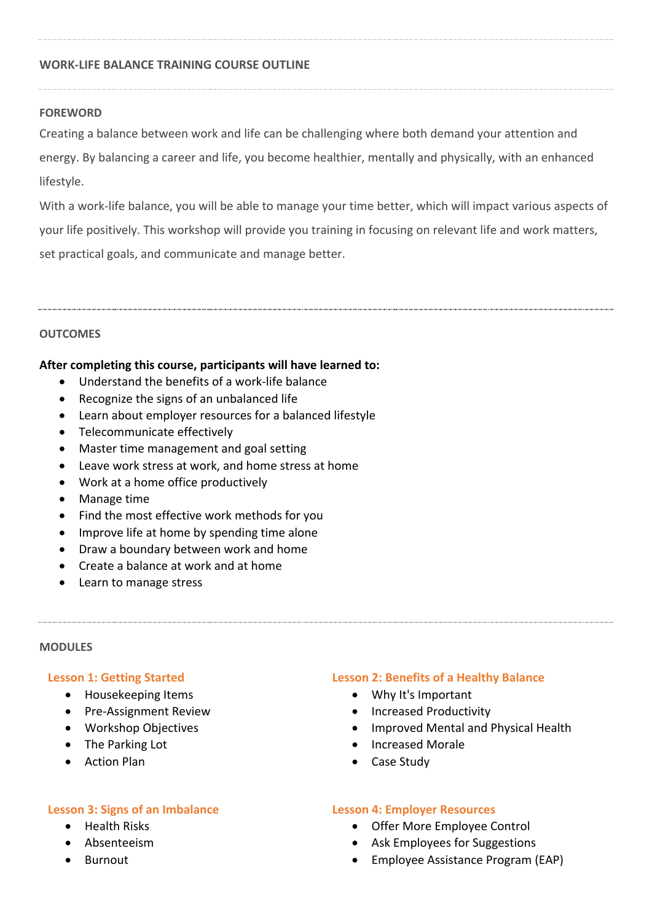## WORK-LIFE BALANCE TRAINING COURSE OUTLINE

### FOREWORD

Creating a balance between work and life can be challenging where both demand your attention and energy. By balancing a career and life, you become healthier, mentally and physically, with an enhanced lifestyle.

With a work-life balance, you will be able to manage your time better, which will impact various aspects of your life positively. This workshop will provide you training in focusing on relevant life and work matters, set practical goals, and communicate and manage better.

### OUTCOMES

**After completing this course, participants will have learned to:**

- Understand the benefits of a work-life balance
- Recognize the signs of an unbalanced life
- Learn about employer resources for a balanced lifestyle
- Telecommunicate effectively
- Master time management and goal setting
- Leave work stress at work, and home stress at home
- Work at a home office productively
- Manage time
- Find the most effective work methods for you
- Improve life at home by spending time alone
- Draw a boundary between work and home
- Create a balance at work and at home
- Learn to manage stress

### MODULES

#### Lesson 1: Getting Started

- Housekeeping Items
- Pre-Assignment Review
- Workshop Objectives
- The Parking Lot
- Action Plan

#### Lesson 2: Benefits of a Healthy Balance

- Why It's Important
- Increased Productivity
- Improved Mental and Physical Health
- Increased Morale
- Case Study

#### Lesson 3: Signs of an Imbalance

- Health Risks
- Absenteeism
- Burnout

#### Lesson 4: Employer Resources

- Offer More Employee Control
- Ask Employees for Suggestions
- Employee Assistance Program (EAP)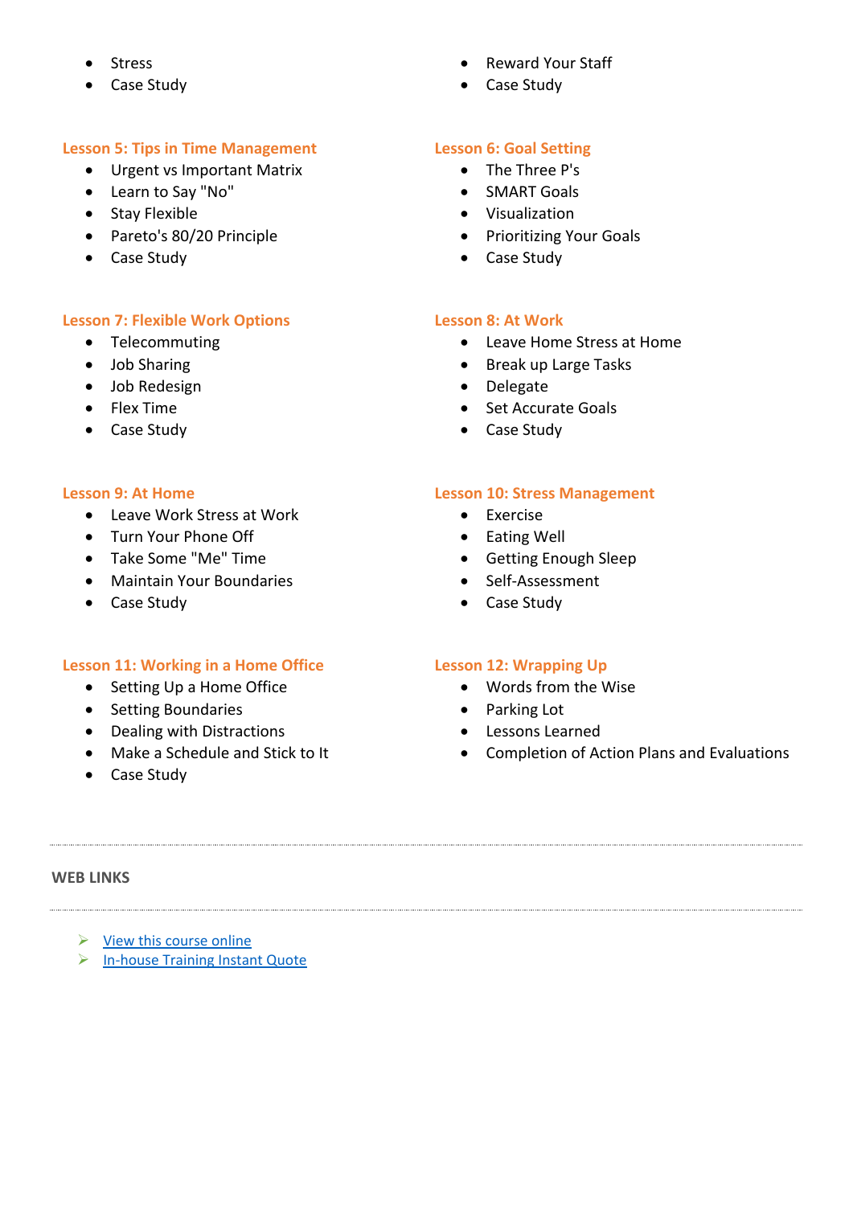- Stress
- Case Study

- Reward Your Staff
- Case Study

### Lesson 5: Tips in Time Management

- Urgent vs Important Matrix
- Learn to Say "No"
- Stay Flexible
- Pareto's 80/20 Principle
- Case Study

### Lesson 6: Goal Setting

- The Three P's
- SMART Goals
- Visualization
- Prioritizing Your Goals
- Case Study

### Lesson 7: Flexible Work Options

- Telecommuting
- Job Sharing
- Job Redesign
- Flex Time
- Case Study

### Lesson 8: At Work

- Leave Home Stress at Home
- Break up Large Tasks
- Delegate
- Set Accurate Goals
- Case Study

### Lesson 9: At Home

- Leave Work Stress at Work
- Turn Your Phone Off
- Take Some "Me" Time
- Maintain Your Boundaries
- Case Study

### Lesson 10: Stress Management

- Exercise
- Eating Well
- Getting Enough Sleep
- Self-Assessment
- Case Study

### Lesson 11: Working in a Home Office

- Setting Up a Home Office
- Setting Boundaries
- Dealing with Distractions
- Make a Schedule and Stick to It
- Case Study

### Lesson 12: Wrapping Up

- Words from the Wise
- Parking Lot
- Lessons Learned
- Completion of Action Plans and Evaluations

---

## WEB LINKS

---

- View this course online
- In-house Training Instant Quote